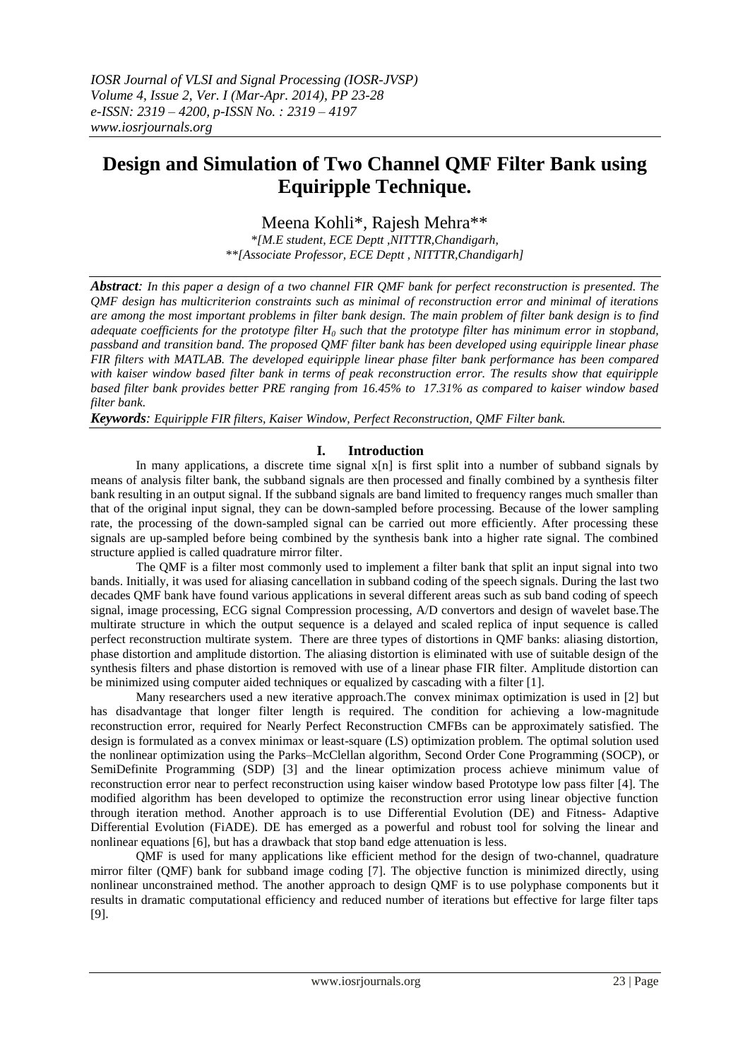# Design and Simulation of Two Channel QMF Filter Bank using Equiripple Technique.

Meena Kohli*, Rajesh Mehra**

*[M.E student, ECE Deptt ,NITTTR,Chandigarh,
**[Associate Professor, ECE Deptt , NITTTR,Chandigarh]

***Abstract**: In this paper a design of a two channel FIR QMF bank for perfect reconstruction is presented. The QMF design has multicriterion constraints such as minimal of reconstruction error and minimal of iterations are among the most important problems in filter bank design. The main problem of filter bank design is to find adequate coefficients for the prototype filter $H_0$ such that the prototype filter has minimum error in stopband, passband and transition band. The proposed QMF filter bank has been developed using equiripple linear phase FIR filters with MATLAB. The developed equiripple linear phase filter bank performance has been compared with kaiser window based filter bank in terms of peak reconstruction error. The results show that equiripple based filter bank provides better PRE ranging from 16.45% to 17.31% as compared to kaiser window based filter bank.*

***Keywords**: Equiripple FIR filters, Kaiser Window, Perfect Reconstruction, QMF Filter bank.*

## I. Introduction

In many applications, a discrete time signal x[n] is first split into a number of subband signals by means of analysis filter bank, the subband signals are then processed and finally combined by a synthesis filter bank resulting in an output signal. If the subband signals are band limited to frequency ranges much smaller than that of the original input signal, they can be down-sampled before processing. Because of the lower sampling rate, the processing of the down-sampled signal can be carried out more efficiently. After processing these signals are up-sampled before being combined by the synthesis bank into a higher rate signal. The combined structure applied is called quadrature mirror filter.

The QMF is a filter most commonly used to implement a filter bank that split an input signal into two bands. Initially, it was used for aliasing cancellation in subband coding of the speech signals. During the last two decades QMF bank have found various applications in several different areas such as sub band coding of speech signal, image processing, ECG signal Compression processing, A/D convertors and design of wavelet base.The multirate structure in which the output sequence is a delayed and scaled replica of input sequence is called perfect reconstruction multirate system. There are three types of distortions in QMF banks: aliasing distortion, phase distortion and amplitude distortion. The aliasing distortion is eliminated with use of suitable design of the synthesis filters and phase distortion is removed with use of a linear phase FIR filter. Amplitude distortion can be minimized using computer aided techniques or equalized by cascading with a filter [1].

Many researchers used a new iterative approach.The convex minimax optimization is used in [2] but has disadvantage that longer filter length is required. The condition for achieving a low-magnitude reconstruction error, required for Nearly Perfect Reconstruction CMFBs can be approximately satisfied. The design is formulated as a convex minimax or least-square (LS) optimization problem. The optimal solution used the nonlinear optimization using the Parks–McClellan algorithm, Second Order Cone Programming (SOCP), or SemiDefinite Programming (SDP) [3] and the linear optimization process achieve minimum value of reconstruction error near to perfect reconstruction using kaiser window based Prototype low pass filter [4]. The modified algorithm has been developed to optimize the reconstruction error using linear objective function through iteration method. Another approach is to use Differential Evolution (DE) and Fitness- Adaptive Differential Evolution (FiADE). DE has emerged as a powerful and robust tool for solving the linear and nonlinear equations [6], but has a drawback that stop band edge attenuation is less.

QMF is used for many applications like efficient method for the design of two-channel, quadrature mirror filter (QMF) bank for subband image coding [7]. The objective function is minimized directly, using nonlinear unconstrained method. The another approach to design QMF is to use polyphase components but it results in dramatic computational efficiency and reduced number of iterations but effective for large filter taps [9].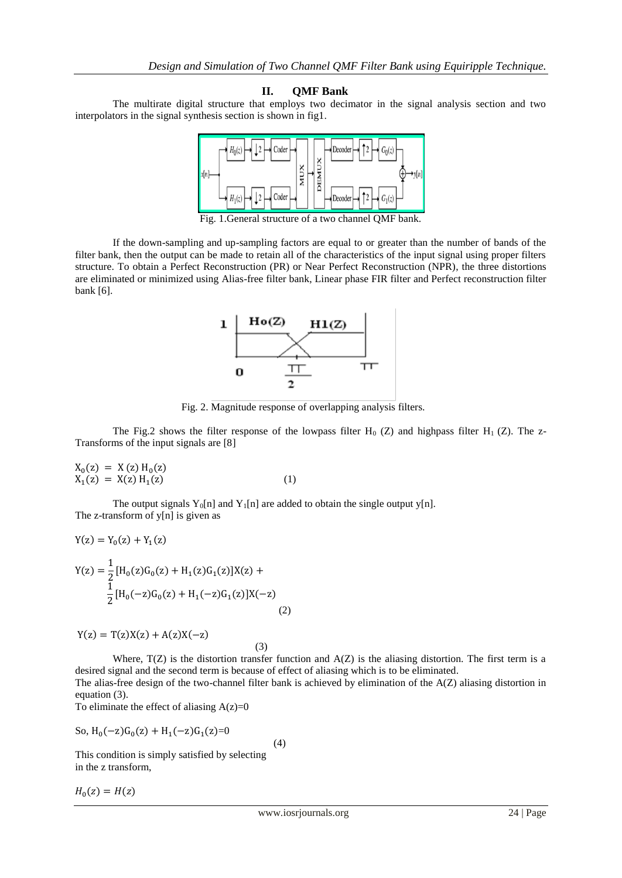## II. QMF Bank

The multirate digital structure that employs two decimator in the signal analysis section and two interpolators in the signal synthesis section is shown in fig1.

Fig. 1.General structure of a two channel QMF bank.

If the down-sampling and up-sampling factors are equal to or greater than the number of bands of the filter bank, then the output can be made to retain all of the characteristics of the input signal using proper filters structure. To obtain a Perfect Reconstruction (PR) or Near Perfect Reconstruction (NPR), the three distortions are eliminated or minimized using Alias-free filter bank, Linear phase FIR filter and Perfect reconstruction filter bank [6].

Fig. 2. Magnitude response of overlapping analysis filters.

The Fig.2 shows the filter response of the lowpass filter $H_0$ (Z) and highpass filter $H_1$ (Z). The z-Transforms of the input signals are [8]

$$X_0(z) = X(z)\,H_0(z)$$
$$X_1(z) = X(z)\,H_1(z) \qquad (1)$$

The output signals $Y_0[n]$ and $Y_1[n]$ are added to obtain the single output y[n].
The z-transform of y[n] is given as

$$Y(z) = Y_0(z) + Y_1(z)$$

$$Y(z) = \frac{1}{2}[H_0(z)G_0(z) + H_1(z)G_1(z)]X(z) + \frac{1}{2}[H_0(-z)G_0(z) + H_1(-z)G_1(z)]X(-z) \qquad (2)$$

$$Y(z) = T(z)X(z) + A(z)X(-z) \qquad (3)$$

Where, T(Z) is the distortion transfer function and A(Z) is the aliasing distortion. The first term is a desired signal and the second term is because of effect of aliasing which is to be eliminated.
The alias-free design of the two-channel filter bank is achieved by elimination of the A(Z) aliasing distortion in equation (3).
To eliminate the effect of aliasing A(z)=0

So, $H_0(-z)G_0(z) + H_1(-z)G_1(z)=0 \qquad (4)$

This condition is simply satisfied by selecting in the z transform,

$$H_0(z) = H(z)$$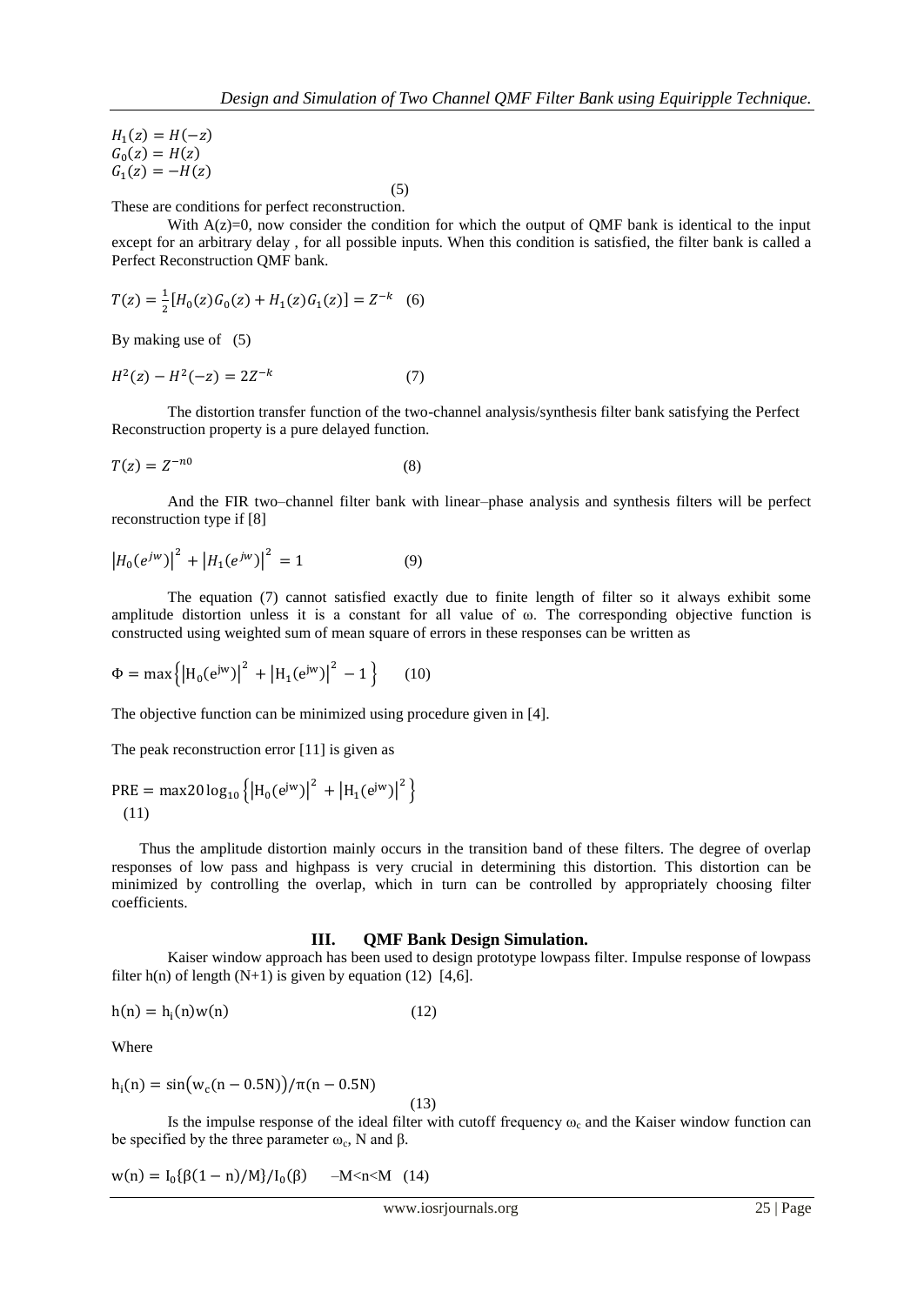$$H_1(z) = H(-z)$$
$$G_0(z) = H(z)$$
$$G_1(z) = -H(z)$$

(5)

These are conditions for perfect reconstruction.

With A(z)=0, now consider the condition for which the output of QMF bank is identical to the input except for an arbitrary delay , for all possible inputs. When this condition is satisfied, the filter bank is called a Perfect Reconstruction QMF bank.

$$T(z) = \frac{1}{2}[H_0(z)G_0(z) + H_1(z)G_1(z)] = Z^{-k} \quad (6)$$

By making use of (5)

$$H^2(z) - H^2(-z) = 2Z^{-k} \quad (7)$$

The distortion transfer function of the two-channel analysis/synthesis filter bank satisfying the Perfect Reconstruction property is a pure delayed function.

$$T(z) = Z^{-n0} \quad (8)$$

And the FIR two–channel filter bank with linear–phase analysis and synthesis filters will be perfect reconstruction type if [8]

$$\left|H_0(e^{jw})\right|^2 + \left|H_1(e^{jw})\right|^2 = 1 \quad (9)$$

The equation (7) cannot satisfied exactly due to finite length of filter so it always exhibit some amplitude distortion unless it is a constant for all value of ω. The corresponding objective function is constructed using weighted sum of mean square of errors in these responses can be written as

$$\Phi = \max\left\{\left|H_0(e^{jw})\right|^2 + \left|H_1(e^{jw})\right|^2 - 1\right\} \quad (10)$$

The objective function can be minimized using procedure given in [4].

The peak reconstruction error [11] is given as

$$\text{PRE} = \max 20\log_{10}\left\{\left|H_0(e^{jw})\right|^2 + \left|H_1(e^{jw})\right|^2\right\}$$
(11)

Thus the amplitude distortion mainly occurs in the transition band of these filters. The degree of overlap responses of low pass and highpass is very crucial in determining this distortion. This distortion can be minimized by controlling the overlap, which in turn can be controlled by appropriately choosing filter coefficients.

## III. QMF Bank Design Simulation.

Kaiser window approach has been used to design prototype lowpass filter. Impulse response of lowpass filter h(n) of length (N+1) is given by equation (12) [4,6].

$$h(n) = h_i(n)w(n) \quad (12)$$

Where

$$h_i(n) = \sin\left(w_c(n - 0.5N)\right)/\pi(n - 0.5N)$$

(13)

Is the impulse response of the ideal filter with cutoff frequency $\omega_c$ and the Kaiser window function can be specified by the three parameter $\omega_c$, N and β.

$$w(n) = I_0\{\beta(1 - n)/M\}/I_0(\beta) \quad -M<n<M \quad (14)$$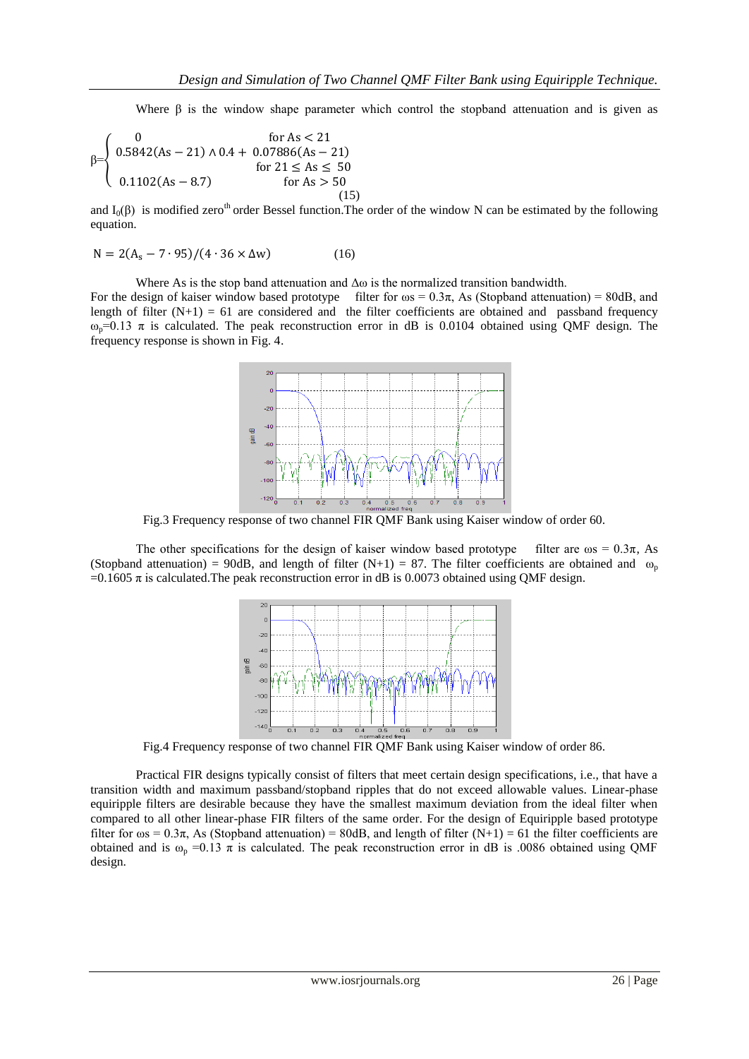Where β is the window shape parameter which control the stopband attenuation and is given as

$$\beta = \begin{cases} 0 & \text{for } As < 21 \\ 0.5842(As - 21) \wedge 0.4 + 0.07886(As - 21) & \text{for } 21 \leq As \leq 50 \\ 0.1102(As - 8.7) & \text{for } As > 50 \end{cases} \quad (15)$$

and $I_0(\beta)$ is modified zero[th] order Bessel function. The order of the window N can be estimated by the following equation.

$$N = 2(A_s - 7 \cdot 95)/(4 \cdot 36 \times \Delta w) \quad (16)$$

Where As is the stop band attenuation and Δω is the normalized transition bandwidth.
For the design of kaiser window based prototype filter for $\omega s = 0.3\pi$, As (Stopband attenuation) = 80dB, and length of filter (N+1) = 61 are considered and the filter coefficients are obtained and passband frequency $\omega_p = 0.13\ \pi$ is calculated. The peak reconstruction error in dB is 0.0104 obtained using QMF design. The frequency response is shown in Fig. 4.

Fig.3 Frequency response of two channel FIR QMF Bank using Kaiser window of order 60.

The other specifications for the design of kaiser window based prototype filter are $\omega s = 0.3\pi$, As (Stopband attenuation) = 90dB, and length of filter (N+1) = 87. The filter coefficients are obtained and $\omega_p = 0.1605\ \pi$ is calculated. The peak reconstruction error in dB is 0.0073 obtained using QMF design.

Fig.4 Frequency response of two channel FIR QMF Bank using Kaiser window of order 86.

Practical FIR designs typically consist of filters that meet certain design specifications, i.e., that have a transition width and maximum passband/stopband ripples that do not exceed allowable values. Linear-phase equiripple filters are desirable because they have the smallest maximum deviation from the ideal filter when compared to all other linear-phase FIR filters of the same order. For the design of Equiripple based prototype filter for $\omega s = 0.3\pi$, As (Stopband attenuation) = 80dB, and length of filter (N+1) = 61 the filter coefficients are obtained and is $\omega_p = 0.13\ \pi$ is calculated. The peak reconstruction error in dB is .0086 obtained using QMF design.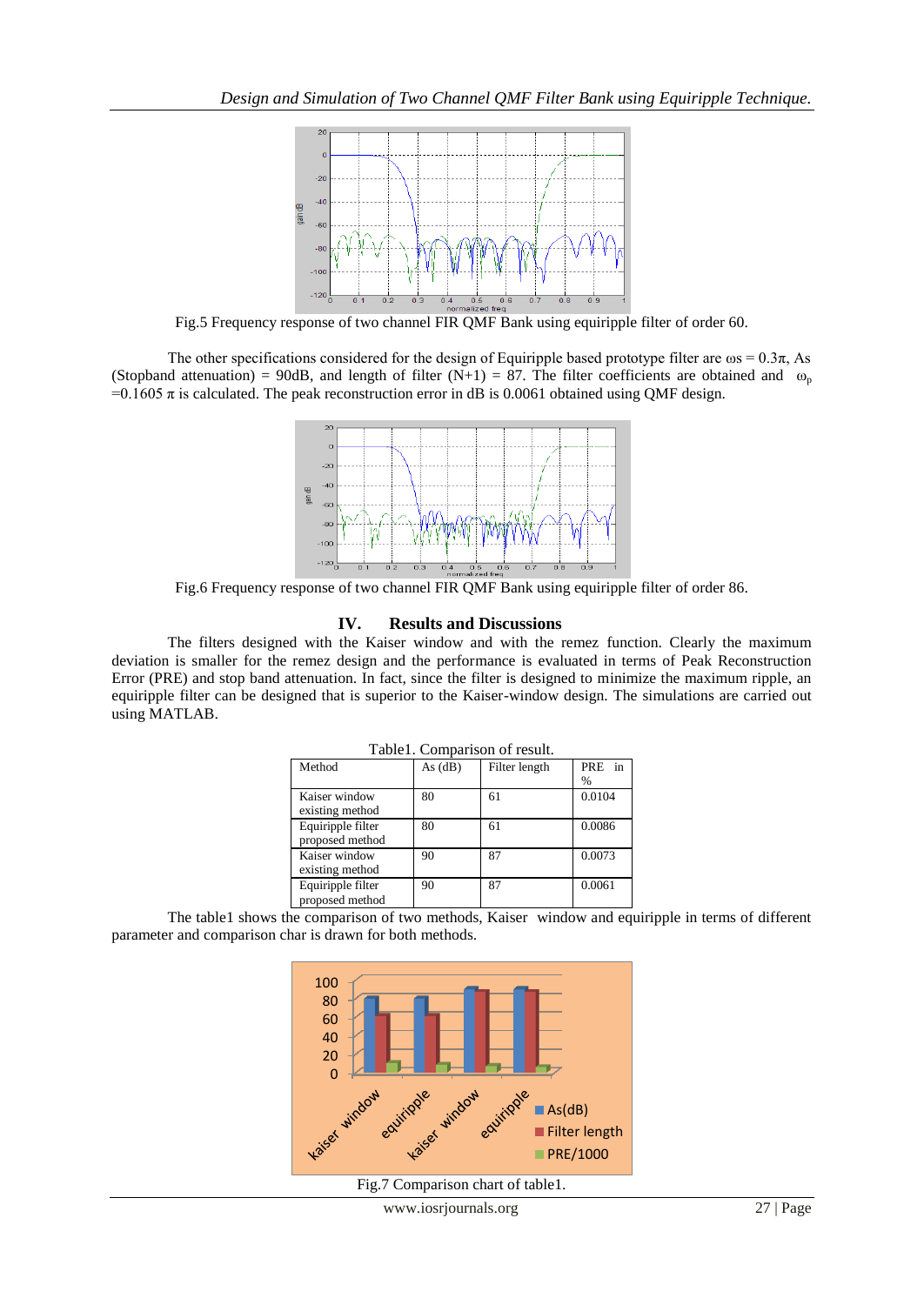Fig.5 Frequency response of two channel FIR QMF Bank using equiripple filter of order 60.

The other specifications considered for the design of Equiripple based prototype filter are $\omega s = 0.3\pi$, As (Stopband attenuation) = 90dB, and length of filter (N+1) = 87. The filter coefficients are obtained and $\omega_p = 0.1605\ \pi$ is calculated. The peak reconstruction error in dB is 0.0061 obtained using QMF design.

Fig.6 Frequency response of two channel FIR QMF Bank using equiripple filter of order 86.

## IV. Results and Discussions

The filters designed with the Kaiser window and with the remez function. Clearly the maximum deviation is smaller for the remez design and the performance is evaluated in terms of Peak Reconstruction Error (PRE) and stop band attenuation. In fact, since the filter is designed to minimize the maximum ripple, an equiripple filter can be designed that is superior to the Kaiser-window design. The simulations are carried out using MATLAB.

Table1. Comparison of result.

| Method | As (dB) | Filter length | PRE in % |
|---|---|---|---|
| Kaiser window existing method | 80 | 61 | 0.0104 |
| Equiripple filter proposed method | 80 | 61 | 0.0086 |
| Kaiser window existing method | 90 | 87 | 0.0073 |
| Equiripple filter proposed method | 90 | 87 | 0.0061 |

The table1 shows the comparison of two methods, Kaiser window and equiripple in terms of different parameter and comparison char is drawn for both methods.

Fig.7 Comparison chart of table1.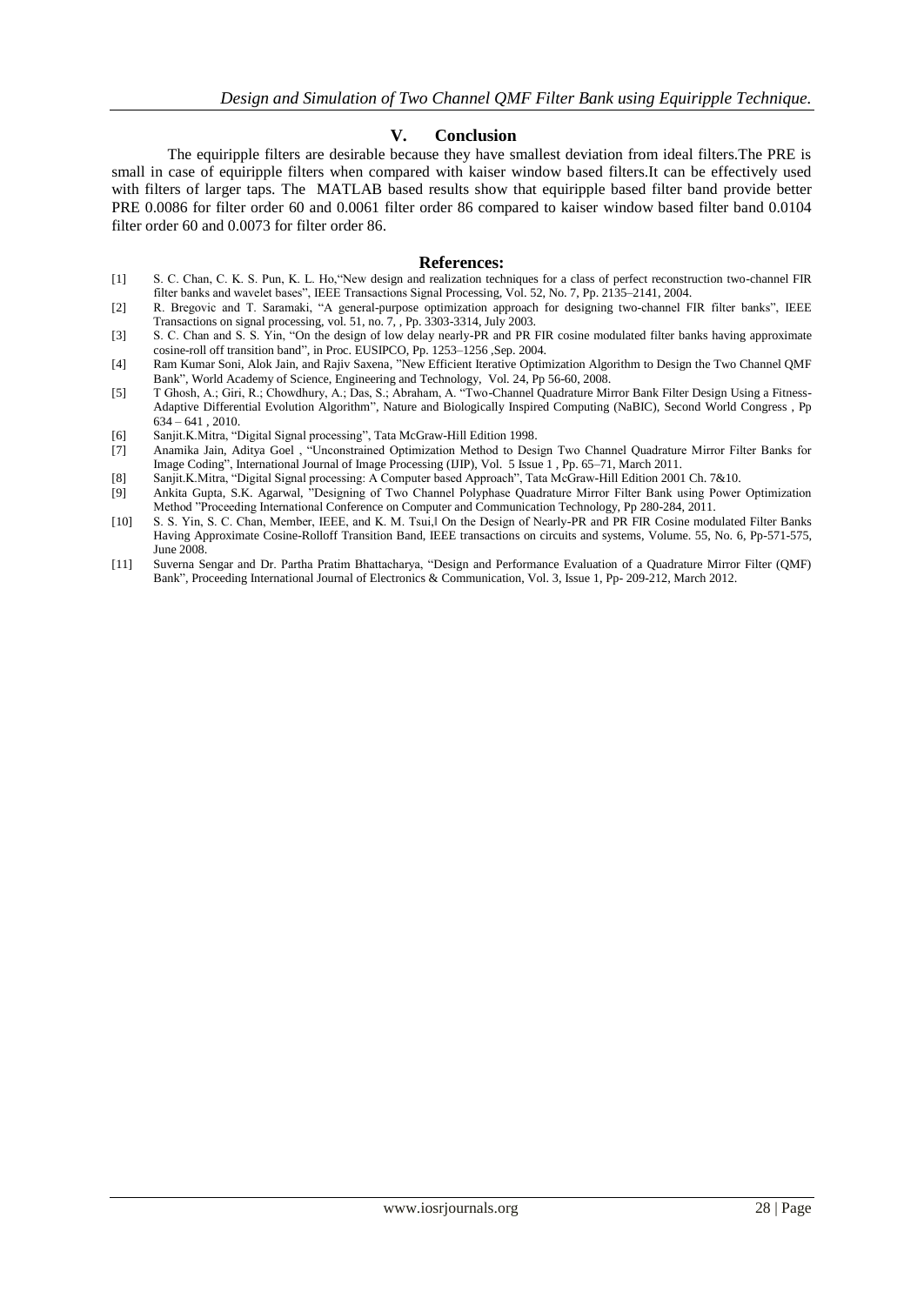## V. Conclusion

The equiripple filters are desirable because they have smallest deviation from ideal filters.The PRE is small in case of equiripple filters when compared with kaiser window based filters.It can be effectively used with filters of larger taps. The MATLAB based results show that equiripple based filter band provide better PRE 0.0086 for filter order 60 and 0.0061 filter order 86 compared to kaiser window based filter band 0.0104 filter order 60 and 0.0073 for filter order 86.

## References:

[1] S. C. Chan, C. K. S. Pun, K. L. Ho,"New design and realization techniques for a class of perfect reconstruction two-channel FIR filter banks and wavelet bases", IEEE Transactions Signal Processing, Vol. 52, No. 7, Pp. 2135–2141, 2004.

[2] R. Bregovic and T. Saramaki, "A general-purpose optimization approach for designing two-channel FIR filter banks", IEEE Transactions on signal processing, vol. 51, no. 7, , Pp. 3303-3314, July 2003.

[3] S. C. Chan and S. S. Yin, "On the design of low delay nearly-PR and PR FIR cosine modulated filter banks having approximate cosine-roll off transition band", in Proc. EUSIPCO, Pp. 1253–1256 ,Sep. 2004.

[4] Ram Kumar Soni, Alok Jain, and Rajiv Saxena, "New Efficient Iterative Optimization Algorithm to Design the Two Channel QMF Bank", World Academy of Science, Engineering and Technology, Vol. 24, Pp 56-60, 2008.

[5] T Ghosh, A.; Giri, R.; Chowdhury, A.; Das, S.; Abraham, A. "Two-Channel Quadrature Mirror Bank Filter Design Using a Fitness-Adaptive Differential Evolution Algorithm", Nature and Biologically Inspired Computing (NaBIC), Second World Congress , Pp 634 – 641 , 2010.

[6] Sanjit.K.Mitra, "Digital Signal processing", Tata McGraw-Hill Edition 1998.

[7] Anamika Jain, Aditya Goel , "Unconstrained Optimization Method to Design Two Channel Quadrature Mirror Filter Banks for Image Coding", International Journal of Image Processing (IJIP), Vol. 5 Issue 1 , Pp. 65–71, March 2011.

[8] Sanjit.K.Mitra, "Digital Signal processing: A Computer based Approach", Tata McGraw-Hill Edition 2001 Ch. 7&10.

[9] Ankita Gupta, S.K. Agarwal, "Designing of Two Channel Polyphase Quadrature Mirror Filter Bank using Power Optimization Method "Proceeding International Conference on Computer and Communication Technology, Pp 280-284, 2011.

[10] S. S. Yin, S. C. Chan, Member, IEEE, and K. M. Tsui,‖ On the Design of Nearly-PR and PR FIR Cosine modulated Filter Banks Having Approximate Cosine-Rolloff Transition Band, IEEE transactions on circuits and systems, Volume. 55, No. 6, Pp-571-575, June 2008.

[11] Suverna Sengar and Dr. Partha Pratim Bhattacharya, "Design and Performance Evaluation of a Quadrature Mirror Filter (QMF) Bank", Proceeding International Journal of Electronics & Communication, Vol. 3, Issue 1, Pp- 209-212, March 2012.